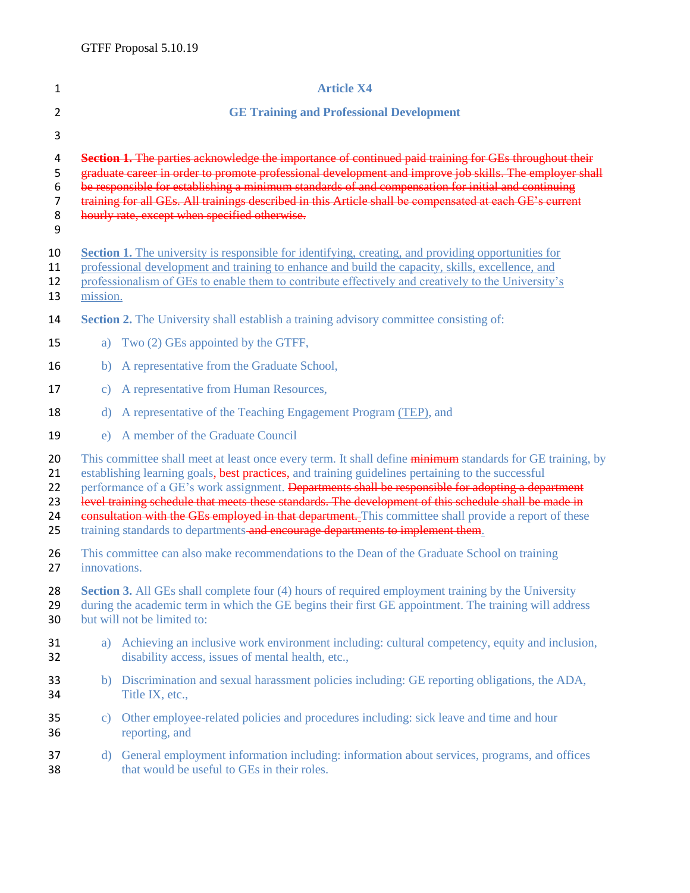GTFF Proposal 5.10.19

## Article X4

## GE Training and Professional Development

~~**Section 1.** The parties acknowledge the importance of continued paid training for GEs throughout their graduate career in order to promote professional development and improve job skills. The employer shall be responsible for establishing a minimum standards of and compensation for initial and continuing training for all GEs. All trainings described in this Article shall be compensated at each GE's current hourly rate, except when specified otherwise.~~

**Section 1.** The university is responsible for identifying, creating, and providing opportunities for professional development and training to enhance and build the capacity, skills, excellence, and professionalism of GEs to enable them to contribute effectively and creatively to the University's mission.

**Section 2.** The University shall establish a training advisory committee consisting of:

a) Two (2) GEs appointed by the GTFF,

b) A representative from the Graduate School,

c) A representative from Human Resources,

d) A representative of the Teaching Engagement Program (TEP), and

e) A member of the Graduate Council

This committee shall meet at least once every term. It shall define ~~minimum~~ standards for GE training, by establishing learning goals, best practices, and training guidelines pertaining to the successful performance of a GE's work assignment. ~~Departments shall be responsible for adopting a department level training schedule that meets these standards. The development of this schedule shall be made in consultation with the GEs employed in that department.~~ This committee shall provide a report of these training standards to departments ~~and encourage departments to implement them~~.

This committee can also make recommendations to the Dean of the Graduate School on training innovations.

**Section 3.** All GEs shall complete four (4) hours of required employment training by the University during the academic term in which the GE begins their first GE appointment. The training will address but will not be limited to:

a) Achieving an inclusive work environment including: cultural competency, equity and inclusion, disability access, issues of mental health, etc.,

b) Discrimination and sexual harassment policies including: GE reporting obligations, the ADA, Title IX, etc.,

c) Other employee-related policies and procedures including: sick leave and time and hour reporting, and

d) General employment information including: information about services, programs, and offices that would be useful to GEs in their roles.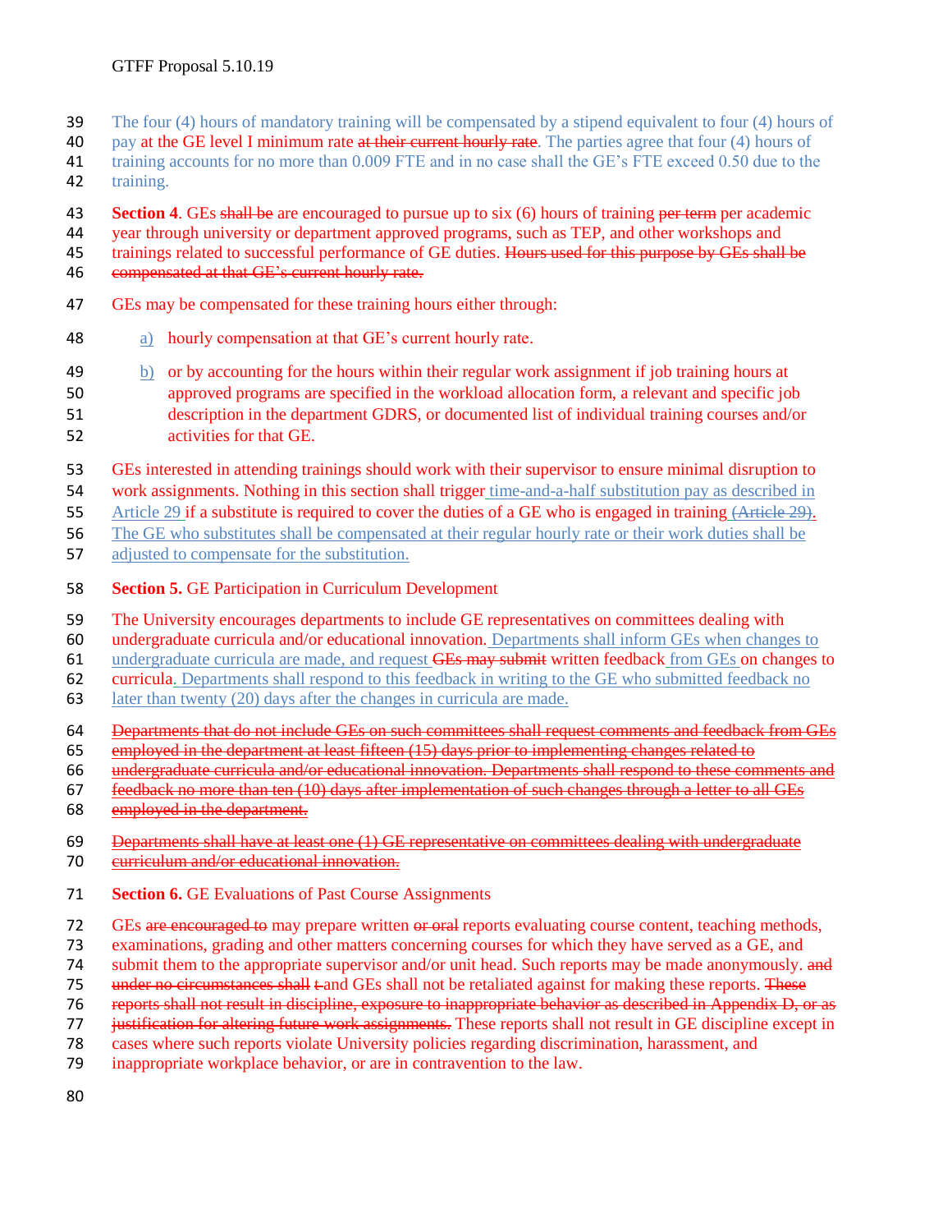The four (4) hours of mandatory training will be compensated by a stipend equivalent to four (4) hours of pay at the GE level I minimum rate ~~at their current hourly rate~~. The parties agree that four (4) hours of training accounts for no more than 0.009 FTE and in no case shall the GE's FTE exceed 0.50 due to the training.

**Section 4**. GEs ~~shall be~~ are encouraged to pursue up to six (6) hours of training ~~per term~~ per academic year through university or department approved programs, such as TEP, and other workshops and trainings related to successful performance of GE duties. ~~Hours used for this purpose by GEs shall be compensated at that GE's current hourly rate.~~

GEs may be compensated for these training hours either through:

a) hourly compensation at that GE's current hourly rate.

b) or by accounting for the hours within their regular work assignment if job training hours at approved programs are specified in the workload allocation form, a relevant and specific job description in the department GDRS, or documented list of individual training courses and/or activities for that GE.

GEs interested in attending trainings should work with their supervisor to ensure minimal disruption to work assignments. Nothing in this section shall trigger time-and-a-half substitution pay as described in Article 29 if a substitute is required to cover the duties of a GE who is engaged in training ~~(Article 29)~~. The GE who substitutes shall be compensated at their regular hourly rate or their work duties shall be adjusted to compensate for the substitution.

**Section 5.** GE Participation in Curriculum Development

The University encourages departments to include GE representatives on committees dealing with undergraduate curricula and/or educational innovation. Departments shall inform GEs when changes to undergraduate curricula are made, and request ~~GEs may submit~~ written feedback from GEs on changes to curricula. Departments shall respond to this feedback in writing to the GE who submitted feedback no later than twenty (20) days after the changes in curricula are made.

~~Departments that do not include GEs on such committees shall request comments and feedback from GEs employed in the department at least fifteen (15) days prior to implementing changes related to undergraduate curricula and/or educational innovation. Departments shall respond to these comments and feedback no more than ten (10) days after implementation of such changes through a letter to all GEs employed in the department.~~

~~Departments shall have at least one (1) GE representative on committees dealing with undergraduate curriculum and/or educational innovation.~~

**Section 6.** GE Evaluations of Past Course Assignments

GEs ~~are encouraged to~~ may prepare written ~~or oral~~ reports evaluating course content, teaching methods, examinations, grading and other matters concerning courses for which they have served as a GE, and submit them to the appropriate supervisor and/or unit head. Such reports may be made anonymously. ~~and under no circumstances shall t~~ and GEs shall not be retaliated against for making these reports. ~~These reports shall not result in discipline, exposure to inappropriate behavior as described in Appendix D, or as justification for altering future work assignments.~~ These reports shall not result in GE discipline except in cases where such reports violate University policies regarding discrimination, harassment, and inappropriate workplace behavior, or are in contravention to the law.